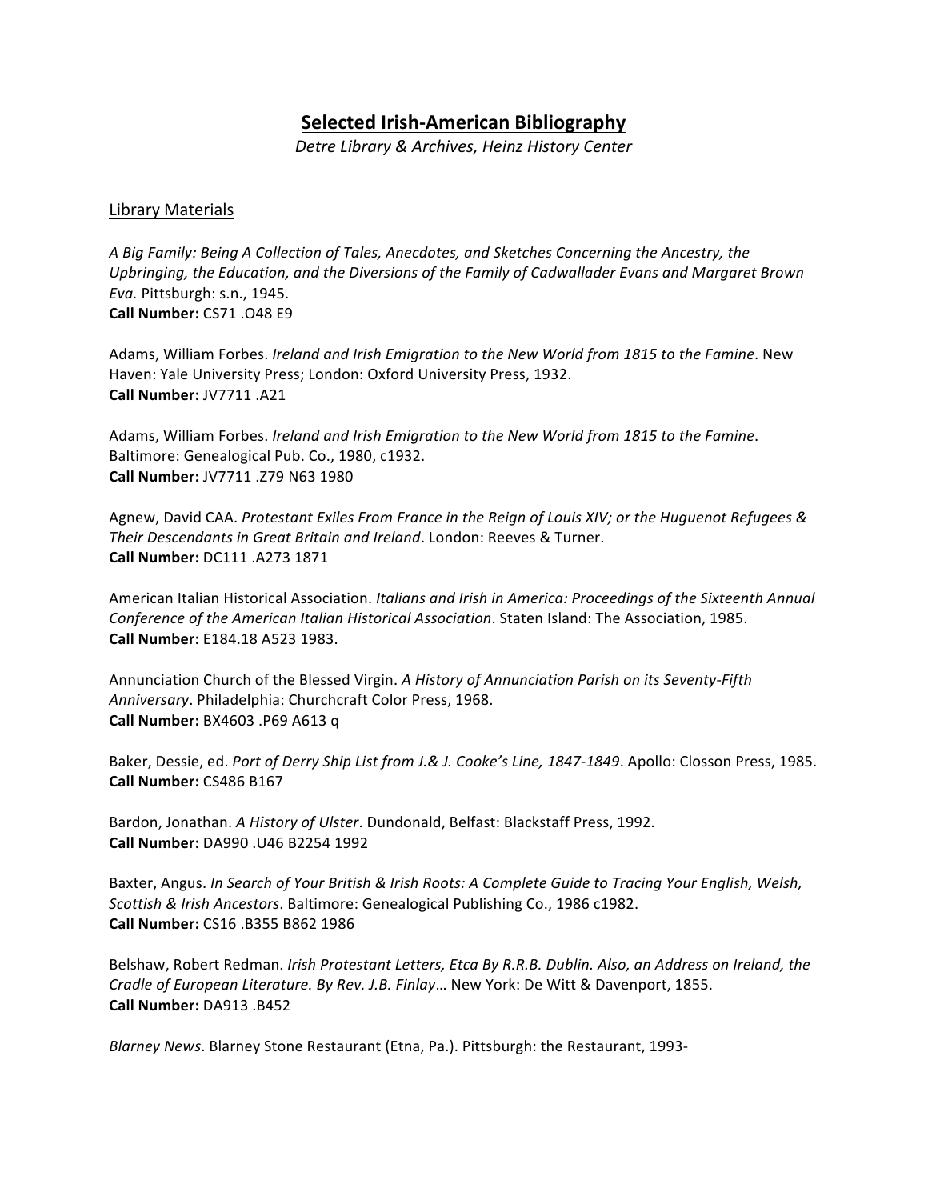# **Selected Irish-American Bibliography**

*Detre Library & Archives, Heinz History Center*

## Library Materials

*A Big Family: Being A Collection of Tales, Anecdotes, and Sketches Concerning the Ancestry, the Upbringing, the Education, and the Diversions of the Family of Cadwallader Evans and Margaret Brown Eva.* Pittsburgh: s.n., 1945.
**Call Number:** CS71 .O48 E9

Adams, William Forbes. *Ireland and Irish Emigration to the New World from 1815 to the Famine*. New Haven: Yale University Press; London: Oxford University Press, 1932.
**Call Number:** JV7711 .A21

Adams, William Forbes. *Ireland and Irish Emigration to the New World from 1815 to the Famine*. Baltimore: Genealogical Pub. Co., 1980, c1932.
**Call Number:** JV7711 .Z79 N63 1980

Agnew, David CAA. *Protestant Exiles From France in the Reign of Louis XIV; or the Huguenot Refugees & Their Descendants in Great Britain and Ireland*. London: Reeves & Turner.
**Call Number:** DC111 .A273 1871

American Italian Historical Association. *Italians and Irish in America: Proceedings of the Sixteenth Annual Conference of the American Italian Historical Association*. Staten Island: The Association, 1985.
**Call Number:** E184.18 A523 1983.

Annunciation Church of the Blessed Virgin. *A History of Annunciation Parish on its Seventy-Fifth Anniversary*. Philadelphia: Churchcraft Color Press, 1968.
**Call Number:** BX4603 .P69 A613 q

Baker, Dessie, ed. *Port of Derry Ship List from J.& J. Cooke's Line, 1847-1849*. Apollo: Closson Press, 1985.
**Call Number:** CS486 B167

Bardon, Jonathan. *A History of Ulster*. Dundonald, Belfast: Blackstaff Press, 1992.
**Call Number:** DA990 .U46 B2254 1992

Baxter, Angus. *In Search of Your British & Irish Roots: A Complete Guide to Tracing Your English, Welsh, Scottish & Irish Ancestors*. Baltimore: Genealogical Publishing Co., 1986 c1982.
**Call Number:** CS16 .B355 B862 1986

Belshaw, Robert Redman. *Irish Protestant Letters, Etca By R.R.B. Dublin. Also, an Address on Ireland, the Cradle of European Literature. By Rev. J.B. Finlay*… New York: De Witt & Davenport, 1855.
**Call Number:** DA913 .B452

*Blarney News*. Blarney Stone Restaurant (Etna, Pa.). Pittsburgh: the Restaurant, 1993-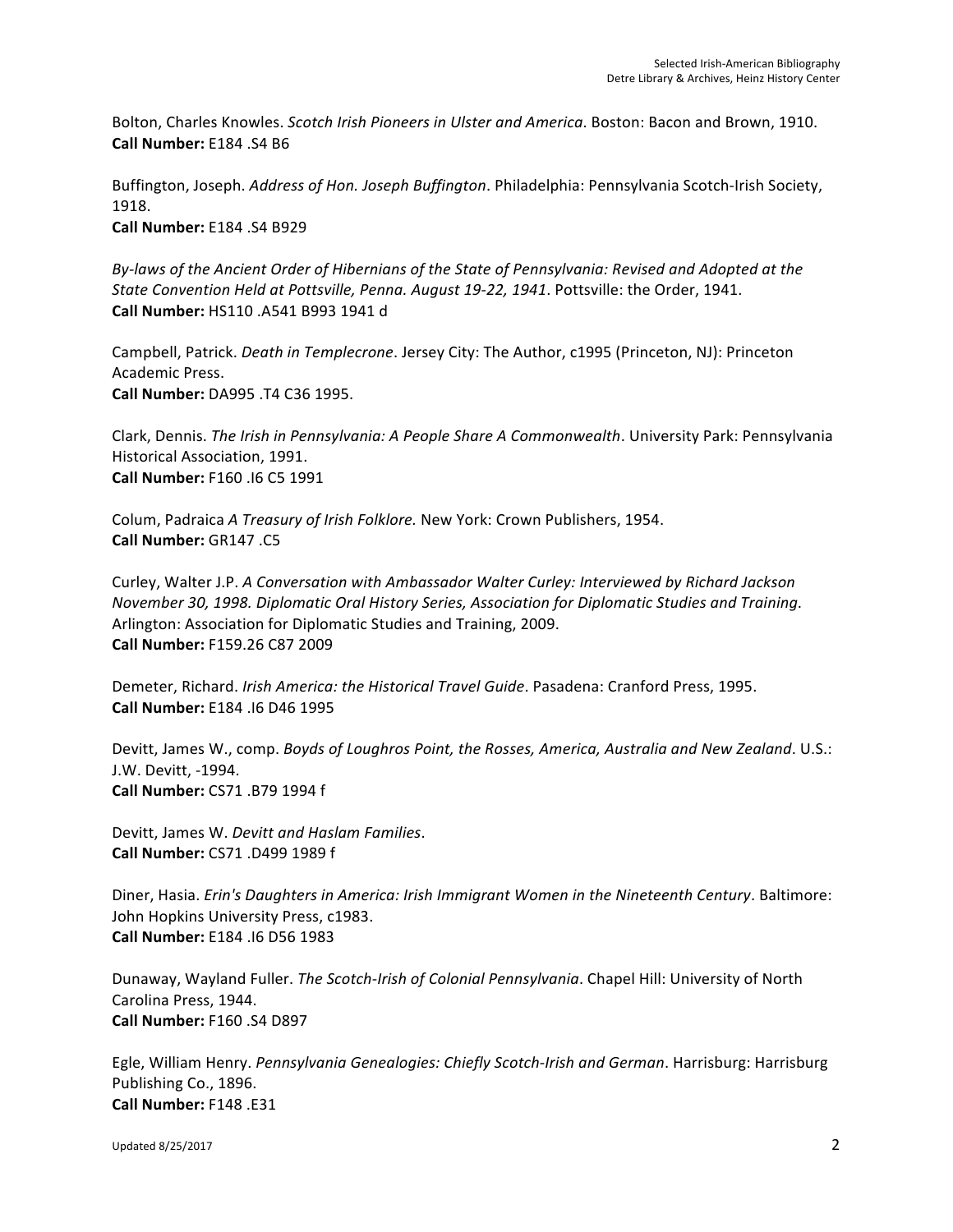Bolton, Charles Knowles. *Scotch Irish Pioneers in Ulster and America*. Boston: Bacon and Brown, 1910.
**Call Number:** E184 .S4 B6

Buffington, Joseph. *Address of Hon. Joseph Buffington*. Philadelphia: Pennsylvania Scotch-Irish Society, 1918.
**Call Number:** E184 .S4 B929

*By-laws of the Ancient Order of Hibernians of the State of Pennsylvania: Revised and Adopted at the State Convention Held at Pottsville, Penna. August 19-22, 1941*. Pottsville: the Order, 1941.
**Call Number:** HS110 .A541 B993 1941 d

Campbell, Patrick. *Death in Templecrone*. Jersey City: The Author, c1995 (Princeton, NJ): Princeton Academic Press.
**Call Number:** DA995 .T4 C36 1995.

Clark, Dennis. *The Irish in Pennsylvania: A People Share A Commonwealth*. University Park: Pennsylvania Historical Association, 1991.
**Call Number:** F160 .I6 C5 1991

Colum, Padraica *A Treasury of Irish Folklore.* New York: Crown Publishers, 1954.
**Call Number:** GR147 .C5

Curley, Walter J.P. *A Conversation with Ambassador Walter Curley: Interviewed by Richard Jackson November 30, 1998. Diplomatic Oral History Series, Association for Diplomatic Studies and Training*. Arlington: Association for Diplomatic Studies and Training, 2009.
**Call Number:** F159.26 C87 2009

Demeter, Richard. *Irish America: the Historical Travel Guide*. Pasadena: Cranford Press, 1995.
**Call Number:** E184 .I6 D46 1995

Devitt, James W., comp. *Boyds of Loughros Point, the Rosses, America, Australia and New Zealand*. U.S.: J.W. Devitt, -1994.
**Call Number:** CS71 .B79 1994 f

Devitt, James W. *Devitt and Haslam Families*.
**Call Number:** CS71 .D499 1989 f

Diner, Hasia. *Erin's Daughters in America: Irish Immigrant Women in the Nineteenth Century*. Baltimore: John Hopkins University Press, c1983.
**Call Number:** E184 .I6 D56 1983

Dunaway, Wayland Fuller. *The Scotch-Irish of Colonial Pennsylvania*. Chapel Hill: University of North Carolina Press, 1944.
**Call Number:** F160 .S4 D897

Egle, William Henry. *Pennsylvania Genealogies: Chiefly Scotch-Irish and German*. Harrisburg: Harrisburg Publishing Co., 1896.
**Call Number:** F148 .E31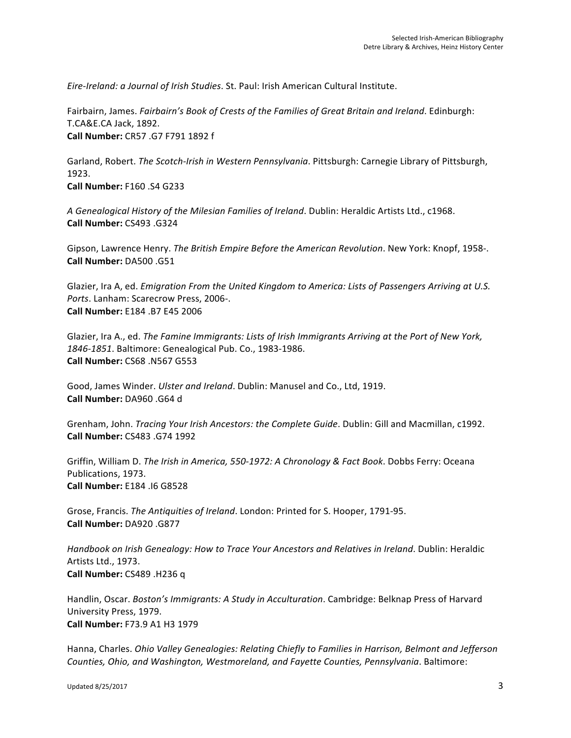*Eire-Ireland: a Journal of Irish Studies*. St. Paul: Irish American Cultural Institute.

Fairbairn, James. *Fairbairn's Book of Crests of the Families of Great Britain and Ireland*. Edinburgh: T.CA&E.CA Jack, 1892.
**Call Number:** CR57 .G7 F791 1892 f

Garland, Robert. *The Scotch-Irish in Western Pennsylvania*. Pittsburgh: Carnegie Library of Pittsburgh, 1923.
**Call Number:** F160 .S4 G233

*A Genealogical History of the Milesian Families of Ireland*. Dublin: Heraldic Artists Ltd., c1968.
**Call Number:** CS493 .G324

Gipson, Lawrence Henry. *The British Empire Before the American Revolution*. New York: Knopf, 1958-.
**Call Number:** DA500 .G51

Glazier, Ira A, ed. *Emigration From the United Kingdom to America: Lists of Passengers Arriving at U.S. Ports*. Lanham: Scarecrow Press, 2006-.
**Call Number:** E184 .B7 E45 2006

Glazier, Ira A., ed. *The Famine Immigrants: Lists of Irish Immigrants Arriving at the Port of New York, 1846-1851*. Baltimore: Genealogical Pub. Co., 1983-1986.
**Call Number:** CS68 .N567 G553

Good, James Winder. *Ulster and Ireland*. Dublin: Manusel and Co., Ltd, 1919.
**Call Number:** DA960 .G64 d

Grenham, John. *Tracing Your Irish Ancestors: the Complete Guide*. Dublin: Gill and Macmillan, c1992.
**Call Number:** CS483 .G74 1992

Griffin, William D. *The Irish in America, 550-1972: A Chronology & Fact Book*. Dobbs Ferry: Oceana Publications, 1973.
**Call Number:** E184 .I6 G8528

Grose, Francis. *The Antiquities of Ireland*. London: Printed for S. Hooper, 1791-95.
**Call Number:** DA920 .G877

*Handbook on Irish Genealogy: How to Trace Your Ancestors and Relatives in Ireland*. Dublin: Heraldic Artists Ltd., 1973.
**Call Number:** CS489 .H236 q

Handlin, Oscar. *Boston's Immigrants: A Study in Acculturation*. Cambridge: Belknap Press of Harvard University Press, 1979.
**Call Number:** F73.9 A1 H3 1979

Hanna, Charles. *Ohio Valley Genealogies: Relating Chiefly to Families in Harrison, Belmont and Jefferson Counties, Ohio, and Washington, Westmoreland, and Fayette Counties, Pennsylvania*. Baltimore: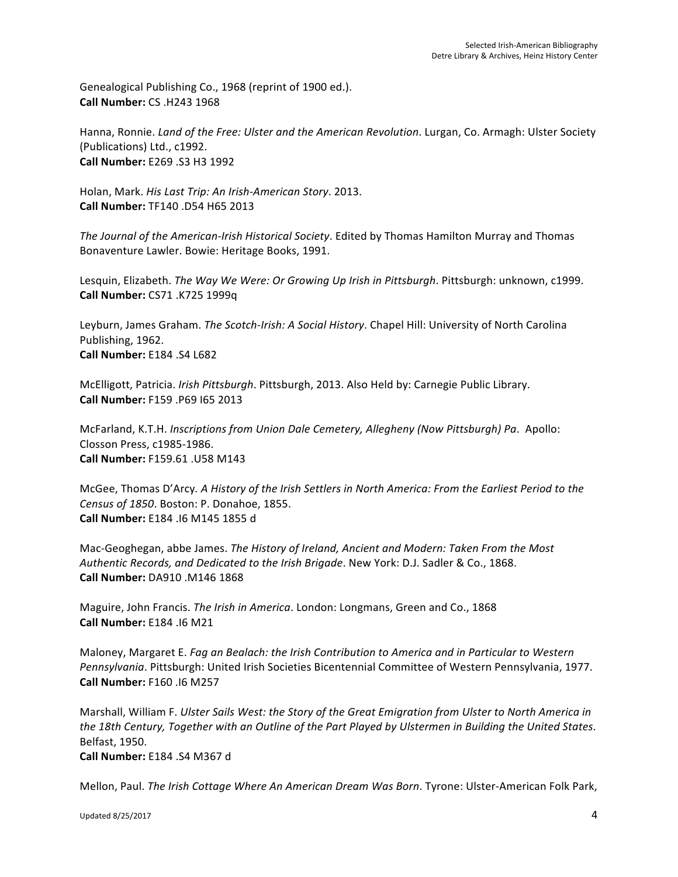Genealogical Publishing Co., 1968 (reprint of 1900 ed.).
**Call Number:** CS .H243 1968

Hanna, Ronnie. *Land of the Free: Ulster and the American Revolution*. Lurgan, Co. Armagh: Ulster Society (Publications) Ltd., c1992.
**Call Number:** E269 .S3 H3 1992

Holan, Mark. *His Last Trip: An Irish-American Story*. 2013.
**Call Number:** TF140 .D54 H65 2013

*The Journal of the American-Irish Historical Society*. Edited by Thomas Hamilton Murray and Thomas Bonaventure Lawler. Bowie: Heritage Books, 1991.

Lesquin, Elizabeth. *The Way We Were: Or Growing Up Irish in Pittsburgh*. Pittsburgh: unknown, c1999.
**Call Number:** CS71 .K725 1999q

Leyburn, James Graham. *The Scotch-Irish: A Social History*. Chapel Hill: University of North Carolina Publishing, 1962.
**Call Number:** E184 .S4 L682

McElligott, Patricia. *Irish Pittsburgh*. Pittsburgh, 2013. Also Held by: Carnegie Public Library.
**Call Number:** F159 .P69 I65 2013

McFarland, K.T.H. *Inscriptions from Union Dale Cemetery, Allegheny (Now Pittsburgh) Pa*. Apollo: Closson Press, c1985-1986.
**Call Number:** F159.61 .U58 M143

McGee, Thomas D'Arcy. *A History of the Irish Settlers in North America: From the Earliest Period to the Census of 1850*. Boston: P. Donahoe, 1855.
**Call Number:** E184 .I6 M145 1855 d

Mac-Geoghegan, abbe James. *The History of Ireland, Ancient and Modern: Taken From the Most Authentic Records, and Dedicated to the Irish Brigade*. New York: D.J. Sadler & Co., 1868.
**Call Number:** DA910 .M146 1868

Maguire, John Francis. *The Irish in America*. London: Longmans, Green and Co., 1868
**Call Number:** E184 .I6 M21

Maloney, Margaret E. *Fag an Bealach: the Irish Contribution to America and in Particular to Western Pennsylvania*. Pittsburgh: United Irish Societies Bicentennial Committee of Western Pennsylvania, 1977.
**Call Number:** F160 .I6 M257

Marshall, William F. *Ulster Sails West: the Story of the Great Emigration from Ulster to North America in the 18th Century, Together with an Outline of the Part Played by Ulstermen in Building the United States*. Belfast, 1950.
**Call Number:** E184 .S4 M367 d

Mellon, Paul. *The Irish Cottage Where An American Dream Was Born*. Tyrone: Ulster-American Folk Park,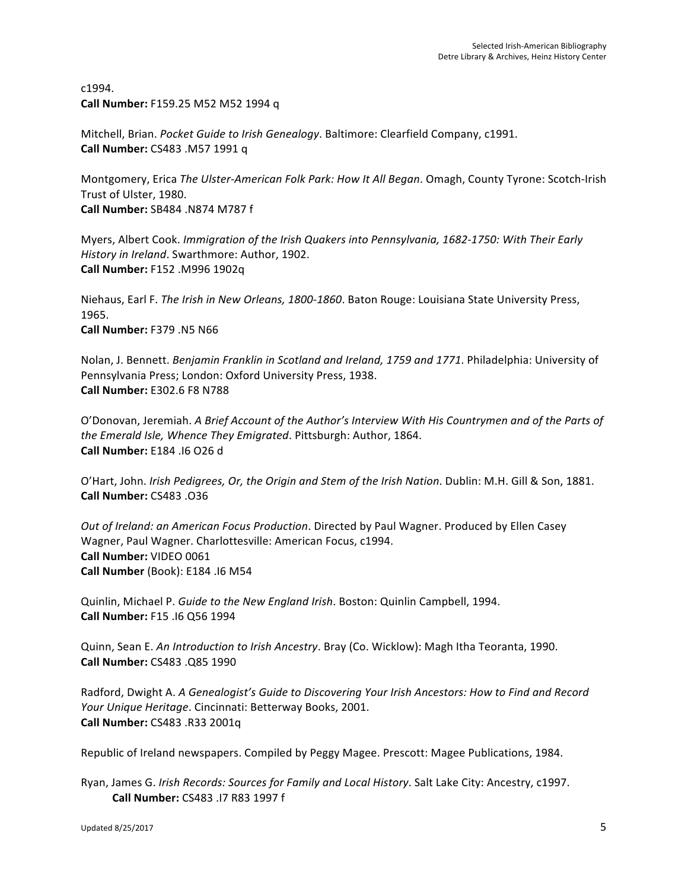c1994.
**Call Number:** F159.25 M52 M52 1994 q

Mitchell, Brian. *Pocket Guide to Irish Genealogy*. Baltimore: Clearfield Company, c1991.
**Call Number:** CS483 .M57 1991 q

Montgomery, Erica *The Ulster-American Folk Park: How It All Began*. Omagh, County Tyrone: Scotch-Irish Trust of Ulster, 1980.
**Call Number:** SB484 .N874 M787 f

Myers, Albert Cook. *Immigration of the Irish Quakers into Pennsylvania, 1682-1750: With Their Early History in Ireland*. Swarthmore: Author, 1902.
**Call Number:** F152 .M996 1902q

Niehaus, Earl F. *The Irish in New Orleans, 1800-1860*. Baton Rouge: Louisiana State University Press, 1965.
**Call Number:** F379 .N5 N66

Nolan, J. Bennett. *Benjamin Franklin in Scotland and Ireland, 1759 and 1771*. Philadelphia: University of Pennsylvania Press; London: Oxford University Press, 1938.
**Call Number:** E302.6 F8 N788

O'Donovan, Jeremiah. *A Brief Account of the Author's Interview With His Countrymen and of the Parts of the Emerald Isle, Whence They Emigrated*. Pittsburgh: Author, 1864.
**Call Number:** E184 .I6 O26 d

O'Hart, John. *Irish Pedigrees, Or, the Origin and Stem of the Irish Nation*. Dublin: M.H. Gill & Son, 1881.
**Call Number:** CS483 .O36

*Out of Ireland: an American Focus Production*. Directed by Paul Wagner. Produced by Ellen Casey Wagner, Paul Wagner. Charlottesville: American Focus, c1994.
**Call Number:** VIDEO 0061
**Call Number** (Book): E184 .I6 M54

Quinlin, Michael P. *Guide to the New England Irish*. Boston: Quinlin Campbell, 1994.
**Call Number:** F15 .I6 Q56 1994

Quinn, Sean E. *An Introduction to Irish Ancestry*. Bray (Co. Wicklow): Magh Itha Teoranta, 1990.
**Call Number:** CS483 .Q85 1990

Radford, Dwight A. *A Genealogist's Guide to Discovering Your Irish Ancestors: How to Find and Record Your Unique Heritage*. Cincinnati: Betterway Books, 2001.
**Call Number:** CS483 .R33 2001q

Republic of Ireland newspapers. Compiled by Peggy Magee. Prescott: Magee Publications, 1984.

Ryan, James G. *Irish Records: Sources for Family and Local History*. Salt Lake City: Ancestry, c1997.
**Call Number:** CS483 .I7 R83 1997 f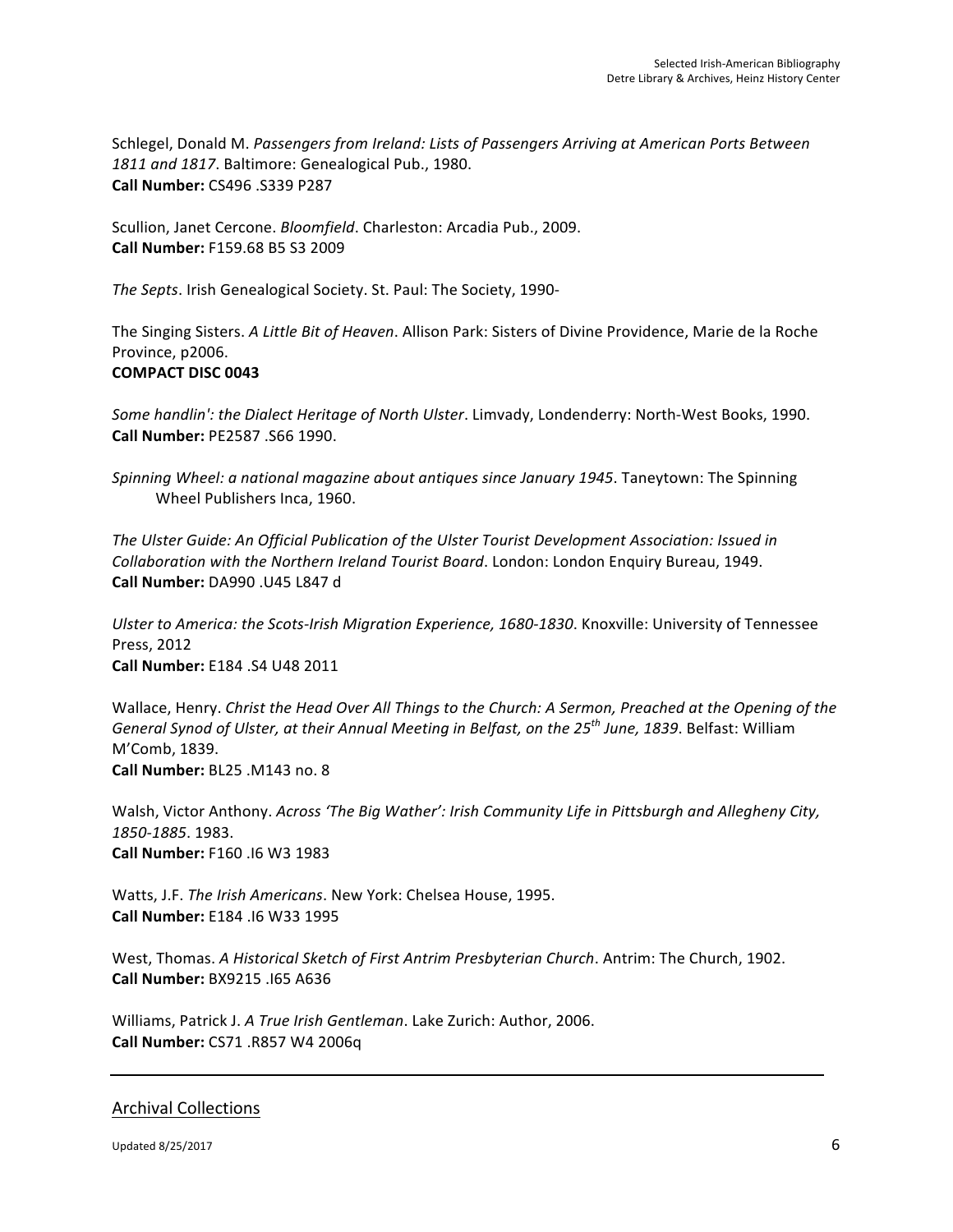Schlegel, Donald M. *Passengers from Ireland: Lists of Passengers Arriving at American Ports Between 1811 and 1817*. Baltimore: Genealogical Pub., 1980.
**Call Number:** CS496 .S339 P287

Scullion, Janet Cercone. *Bloomfield*. Charleston: Arcadia Pub., 2009.
**Call Number:** F159.68 B5 S3 2009

*The Septs*. Irish Genealogical Society. St. Paul: The Society, 1990-

The Singing Sisters. *A Little Bit of Heaven*. Allison Park: Sisters of Divine Providence, Marie de la Roche Province, p2006.
**COMPACT DISC 0043**

*Some handlin': the Dialect Heritage of North Ulster*. Limvady, Londenderry: North-West Books, 1990.
**Call Number:** PE2587 .S66 1990.

*Spinning Wheel: a national magazine about antiques since January 1945*. Taneytown: The Spinning Wheel Publishers Inca, 1960.

*The Ulster Guide: An Official Publication of the Ulster Tourist Development Association: Issued in Collaboration with the Northern Ireland Tourist Board*. London: London Enquiry Bureau, 1949.
**Call Number:** DA990 .U45 L847 d

*Ulster to America: the Scots-Irish Migration Experience, 1680-1830*. Knoxville: University of Tennessee Press, 2012
**Call Number:** E184 .S4 U48 2011

Wallace, Henry. *Christ the Head Over All Things to the Church: A Sermon, Preached at the Opening of the General Synod of Ulster, at their Annual Meeting in Belfast, on the 25th June, 1839*. Belfast: William M'Comb, 1839.
**Call Number:** BL25 .M143 no. 8

Walsh, Victor Anthony. *Across 'The Big Wather': Irish Community Life in Pittsburgh and Allegheny City, 1850-1885*. 1983.
**Call Number:** F160 .I6 W3 1983

Watts, J.F. *The Irish Americans*. New York: Chelsea House, 1995.
**Call Number:** E184 .I6 W33 1995

West, Thomas. *A Historical Sketch of First Antrim Presbyterian Church*. Antrim: The Church, 1902.
**Call Number:** BX9215 .I65 A636

Williams, Patrick J. *A True Irish Gentleman*. Lake Zurich: Author, 2006.
**Call Number:** CS71 .R857 W4 2006q

---

## Archival Collections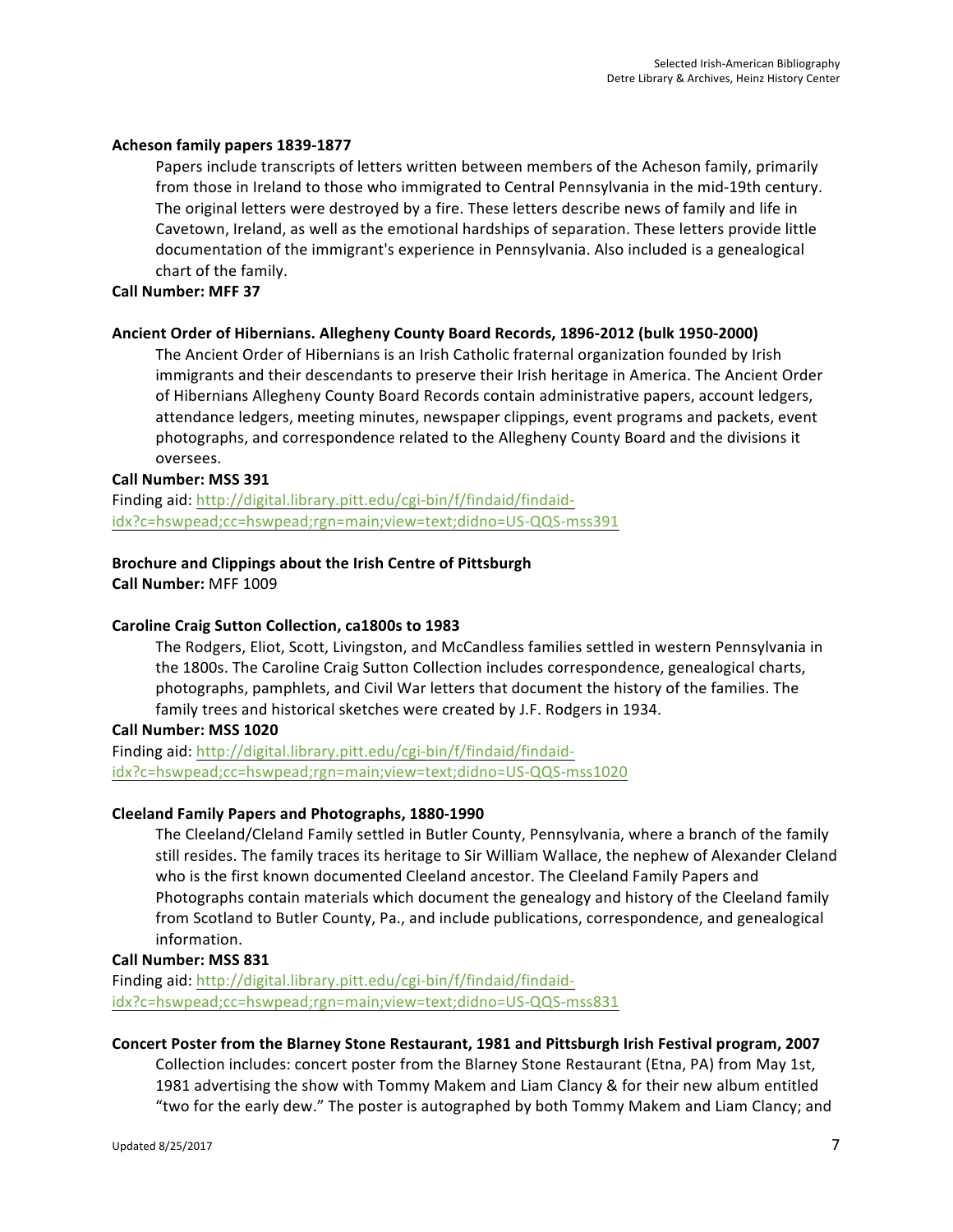**Acheson family papers 1839-1877**

Papers include transcripts of letters written between members of the Acheson family, primarily from those in Ireland to those who immigrated to Central Pennsylvania in the mid-19th century. The original letters were destroyed by a fire. These letters describe news of family and life in Cavetown, Ireland, as well as the emotional hardships of separation. These letters provide little documentation of the immigrant's experience in Pennsylvania. Also included is a genealogical chart of the family.

**Call Number: MFF 37**

**Ancient Order of Hibernians. Allegheny County Board Records, 1896-2012 (bulk 1950-2000)**

The Ancient Order of Hibernians is an Irish Catholic fraternal organization founded by Irish immigrants and their descendants to preserve their Irish heritage in America. The Ancient Order of Hibernians Allegheny County Board Records contain administrative papers, account ledgers, attendance ledgers, meeting minutes, newspaper clippings, event programs and packets, event photographs, and correspondence related to the Allegheny County Board and the divisions it oversees.

**Call Number: MSS 391**

Finding aid: http://digital.library.pitt.edu/cgi-bin/f/findaid/findaid-idx?c=hswpead;cc=hswpead;rgn=main;view=text;didno=US-QQS-mss391

**Brochure and Clippings about the Irish Centre of Pittsburgh**

**Call Number:** MFF 1009

**Caroline Craig Sutton Collection, ca1800s to 1983**

The Rodgers, Eliot, Scott, Livingston, and McCandless families settled in western Pennsylvania in the 1800s. The Caroline Craig Sutton Collection includes correspondence, genealogical charts, photographs, pamphlets, and Civil War letters that document the history of the families. The family trees and historical sketches were created by J.F. Rodgers in 1934.

**Call Number: MSS 1020**

Finding aid: http://digital.library.pitt.edu/cgi-bin/f/findaid/findaid-idx?c=hswpead;cc=hswpead;rgn=main;view=text;didno=US-QQS-mss1020

**Cleeland Family Papers and Photographs, 1880-1990**

The Cleeland/Cleland Family settled in Butler County, Pennsylvania, where a branch of the family still resides. The family traces its heritage to Sir William Wallace, the nephew of Alexander Cleland who is the first known documented Cleeland ancestor. The Cleeland Family Papers and Photographs contain materials which document the genealogy and history of the Cleeland family from Scotland to Butler County, Pa., and include publications, correspondence, and genealogical information.

**Call Number: MSS 831**

Finding aid: http://digital.library.pitt.edu/cgi-bin/f/findaid/findaid-idx?c=hswpead;cc=hswpead;rgn=main;view=text;didno=US-QQS-mss831

**Concert Poster from the Blarney Stone Restaurant, 1981 and Pittsburgh Irish Festival program, 2007**

Collection includes: concert poster from the Blarney Stone Restaurant (Etna, PA) from May 1st, 1981 advertising the show with Tommy Makem and Liam Clancy & for their new album entitled "two for the early dew." The poster is autographed by both Tommy Makem and Liam Clancy; and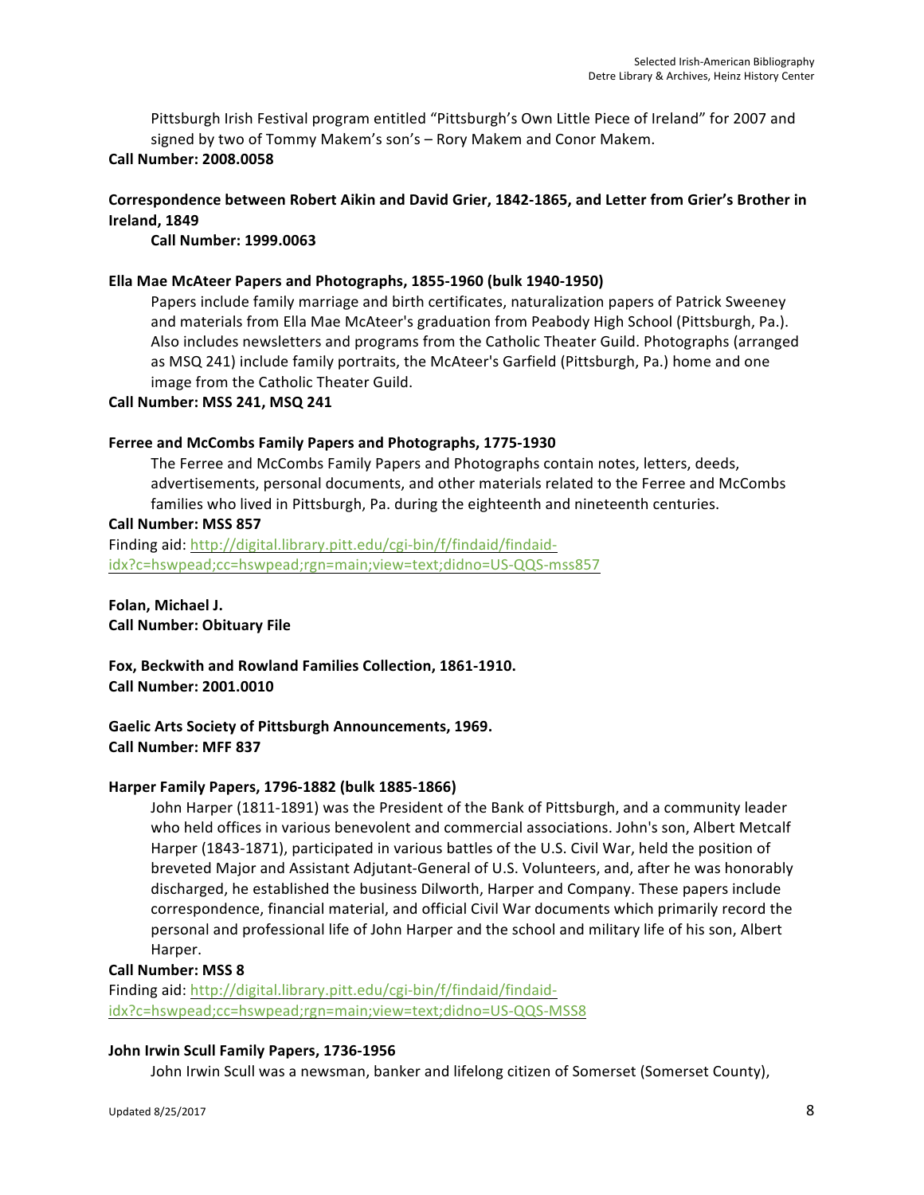Pittsburgh Irish Festival program entitled "Pittsburgh's Own Little Piece of Ireland" for 2007 and signed by two of Tommy Makem's son's – Rory Makem and Conor Makem.

**Call Number: 2008.0058**

**Correspondence between Robert Aikin and David Grier, 1842-1865, and Letter from Grier's Brother in Ireland, 1849**

**Call Number: 1999.0063**

**Ella Mae McAteer Papers and Photographs, 1855-1960 (bulk 1940-1950)**

Papers include family marriage and birth certificates, naturalization papers of Patrick Sweeney and materials from Ella Mae McAteer's graduation from Peabody High School (Pittsburgh, Pa.). Also includes newsletters and programs from the Catholic Theater Guild. Photographs (arranged as MSQ 241) include family portraits, the McAteer's Garfield (Pittsburgh, Pa.) home and one image from the Catholic Theater Guild.

**Call Number: MSS 241, MSQ 241**

**Ferree and McCombs Family Papers and Photographs, 1775-1930**

The Ferree and McCombs Family Papers and Photographs contain notes, letters, deeds, advertisements, personal documents, and other materials related to the Ferree and McCombs families who lived in Pittsburgh, Pa. during the eighteenth and nineteenth centuries.

**Call Number: MSS 857**

Finding aid: http://digital.library.pitt.edu/cgi-bin/f/findaid/findaid-idx?c=hswpead;cc=hswpead;rgn=main;view=text;didno=US-QQS-mss857

**Folan, Michael J.**
**Call Number: Obituary File**

**Fox, Beckwith and Rowland Families Collection, 1861-1910.**
**Call Number: 2001.0010**

**Gaelic Arts Society of Pittsburgh Announcements, 1969.**
**Call Number: MFF 837**

**Harper Family Papers, 1796-1882 (bulk 1885-1866)**

John Harper (1811-1891) was the President of the Bank of Pittsburgh, and a community leader who held offices in various benevolent and commercial associations. John's son, Albert Metcalf Harper (1843-1871), participated in various battles of the U.S. Civil War, held the position of breveted Major and Assistant Adjutant-General of U.S. Volunteers, and, after he was honorably discharged, he established the business Dilworth, Harper and Company. These papers include correspondence, financial material, and official Civil War documents which primarily record the personal and professional life of John Harper and the school and military life of his son, Albert Harper.

**Call Number: MSS 8**

Finding aid: http://digital.library.pitt.edu/cgi-bin/f/findaid/findaid-idx?c=hswpead;cc=hswpead;rgn=main;view=text;didno=US-QQS-MSS8

**John Irwin Scull Family Papers, 1736-1956**

John Irwin Scull was a newsman, banker and lifelong citizen of Somerset (Somerset County),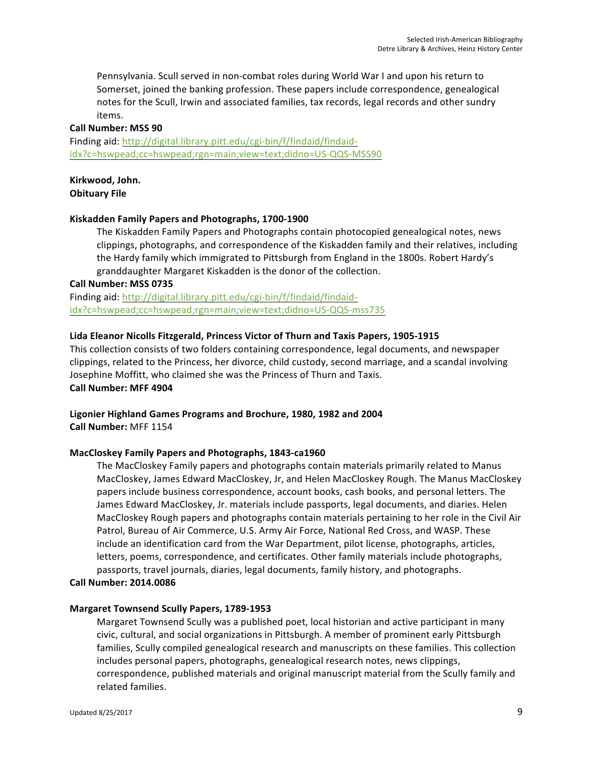Pennsylvania. Scull served in non-combat roles during World War I and upon his return to Somerset, joined the banking profession. These papers include correspondence, genealogical notes for the Scull, Irwin and associated families, tax records, legal records and other sundry items.

**Call Number: MSS 90**

Finding aid: [http://digital.library.pitt.edu/cgi-bin/f/findaid/findaid-idx?c=hswpead;cc=hswpead;rgn=main;view=text;didno=US-QQS-MSS90](http://digital.library.pitt.edu/cgi-bin/f/findaid/findaid-idx?c=hswpead;cc=hswpead;rgn=main;view=text;didno=US-QQS-MSS90)

**Kirkwood, John.**
**Obituary File**

**Kiskadden Family Papers and Photographs, 1700-1900**

The Kiskadden Family Papers and Photographs contain photocopied genealogical notes, news clippings, photographs, and correspondence of the Kiskadden family and their relatives, including the Hardy family which immigrated to Pittsburgh from England in the 1800s. Robert Hardy's granddaughter Margaret Kiskadden is the donor of the collection.

**Call Number: MSS 0735**

Finding aid: [http://digital.library.pitt.edu/cgi-bin/f/findaid/findaid-idx?c=hswpead;cc=hswpead;rgn=main;view=text;didno=US-QQS-mss735](http://digital.library.pitt.edu/cgi-bin/f/findaid/findaid-idx?c=hswpead;cc=hswpead;rgn=main;view=text;didno=US-QQS-mss735)

**Lida Eleanor Nicolls Fitzgerald, Princess Victor of Thurn and Taxis Papers, 1905-1915**

This collection consists of two folders containing correspondence, legal documents, and newspaper clippings, related to the Princess, her divorce, child custody, second marriage, and a scandal involving Josephine Moffitt, who claimed she was the Princess of Thurn and Taxis.

**Call Number: MFF 4904**

**Ligonier Highland Games Programs and Brochure, 1980, 1982 and 2004**

**Call Number:** MFF 1154

**MacCloskey Family Papers and Photographs, 1843-ca1960**

The MacCloskey Family papers and photographs contain materials primarily related to Manus MacCloskey, James Edward MacCloskey, Jr, and Helen MacCloskey Rough. The Manus MacCloskey papers include business correspondence, account books, cash books, and personal letters. The James Edward MacCloskey, Jr. materials include passports, legal documents, and diaries. Helen MacCloskey Rough papers and photographs contain materials pertaining to her role in the Civil Air Patrol, Bureau of Air Commerce, U.S. Army Air Force, National Red Cross, and WASP. These include an identification card from the War Department, pilot license, photographs, articles, letters, poems, correspondence, and certificates. Other family materials include photographs, passports, travel journals, diaries, legal documents, family history, and photographs.

**Call Number: 2014.0086**

**Margaret Townsend Scully Papers, 1789-1953**

Margaret Townsend Scully was a published poet, local historian and active participant in many civic, cultural, and social organizations in Pittsburgh. A member of prominent early Pittsburgh families, Scully compiled genealogical research and manuscripts on these families. This collection includes personal papers, photographs, genealogical research notes, news clippings, correspondence, published materials and original manuscript material from the Scully family and related families.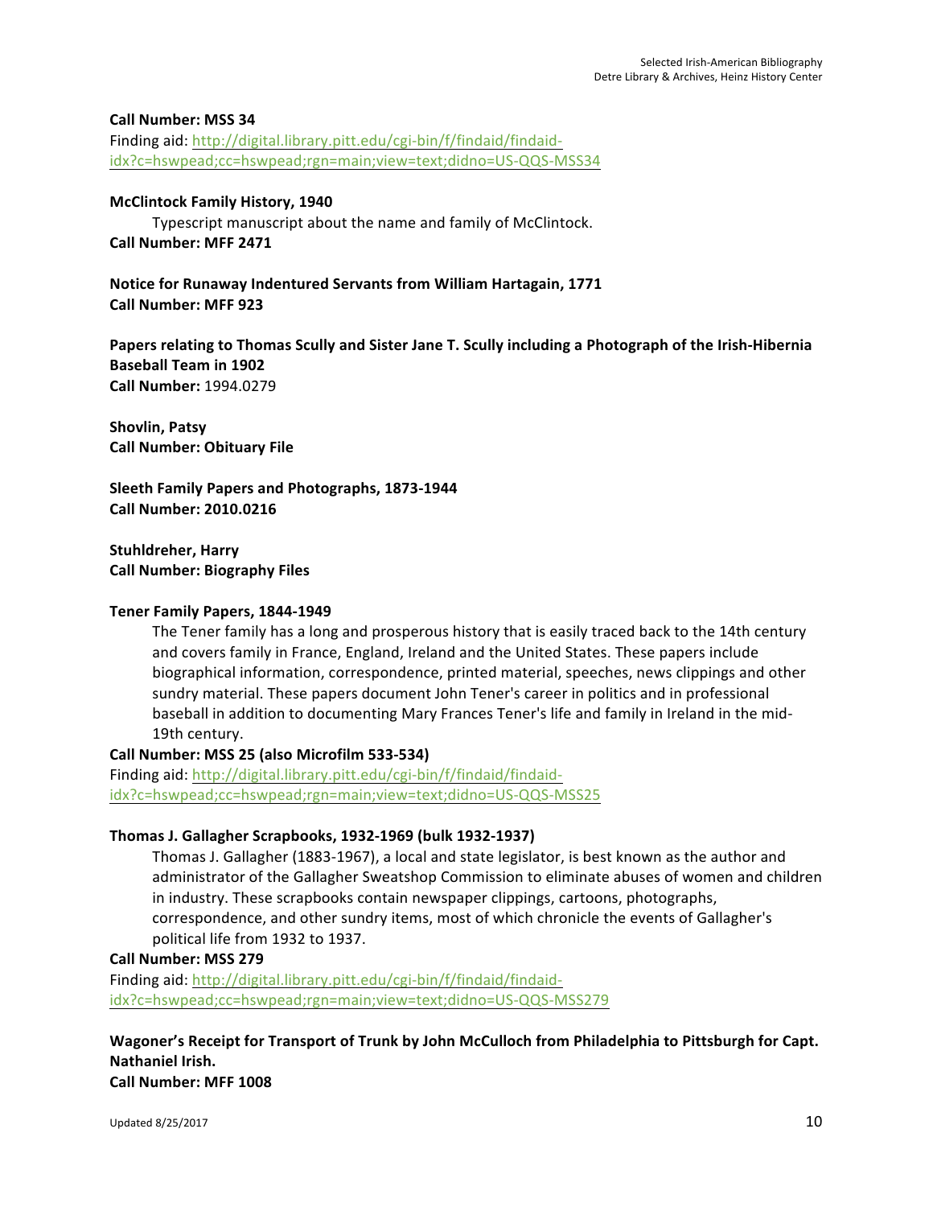**Call Number: MSS 34**
Finding aid: [http://digital.library.pitt.edu/cgi-bin/f/findaid/findaid-idx?c=hswpead;cc=hswpead;rgn=main;view=text;didno=US-QQS-MSS34](http://digital.library.pitt.edu/cgi-bin/f/findaid/findaid-idx?c=hswpead;cc=hswpead;rgn=main;view=text;didno=US-QQS-MSS34)

**McClintock Family History, 1940**

Typescript manuscript about the name and family of McClintock.

**Call Number: MFF 2471**

**Notice for Runaway Indentured Servants from William Hartagain, 1771**
**Call Number: MFF 923**

**Papers relating to Thomas Scully and Sister Jane T. Scully including a Photograph of the Irish-Hibernia Baseball Team in 1902**
**Call Number:** 1994.0279

**Shovlin, Patsy**
**Call Number: Obituary File**

**Sleeth Family Papers and Photographs, 1873-1944**
**Call Number: 2010.0216**

**Stuhldreher, Harry**
**Call Number: Biography Files**

**Tener Family Papers, 1844-1949**

The Tener family has a long and prosperous history that is easily traced back to the 14th century and covers family in France, England, Ireland and the United States. These papers include biographical information, correspondence, printed material, speeches, news clippings and other sundry material. These papers document John Tener's career in politics and in professional baseball in addition to documenting Mary Frances Tener's life and family in Ireland in the mid-19th century.

**Call Number: MSS 25 (also Microfilm 533-534)**
Finding aid: [http://digital.library.pitt.edu/cgi-bin/f/findaid/findaid-idx?c=hswpead;cc=hswpead;rgn=main;view=text;didno=US-QQS-MSS25](http://digital.library.pitt.edu/cgi-bin/f/findaid/findaid-idx?c=hswpead;cc=hswpead;rgn=main;view=text;didno=US-QQS-MSS25)

**Thomas J. Gallagher Scrapbooks, 1932-1969 (bulk 1932-1937)**

Thomas J. Gallagher (1883-1967), a local and state legislator, is best known as the author and administrator of the Gallagher Sweatshop Commission to eliminate abuses of women and children in industry. These scrapbooks contain newspaper clippings, cartoons, photographs, correspondence, and other sundry items, most of which chronicle the events of Gallagher's political life from 1932 to 1937.

**Call Number: MSS 279**
Finding aid: [http://digital.library.pitt.edu/cgi-bin/f/findaid/findaid-idx?c=hswpead;cc=hswpead;rgn=main;view=text;didno=US-QQS-MSS279](http://digital.library.pitt.edu/cgi-bin/f/findaid/findaid-idx?c=hswpead;cc=hswpead;rgn=main;view=text;didno=US-QQS-MSS279)

**Wagoner's Receipt for Transport of Trunk by John McCulloch from Philadelphia to Pittsburgh for Capt. Nathaniel Irish.**
**Call Number: MFF 1008**

Updated 8/25/2017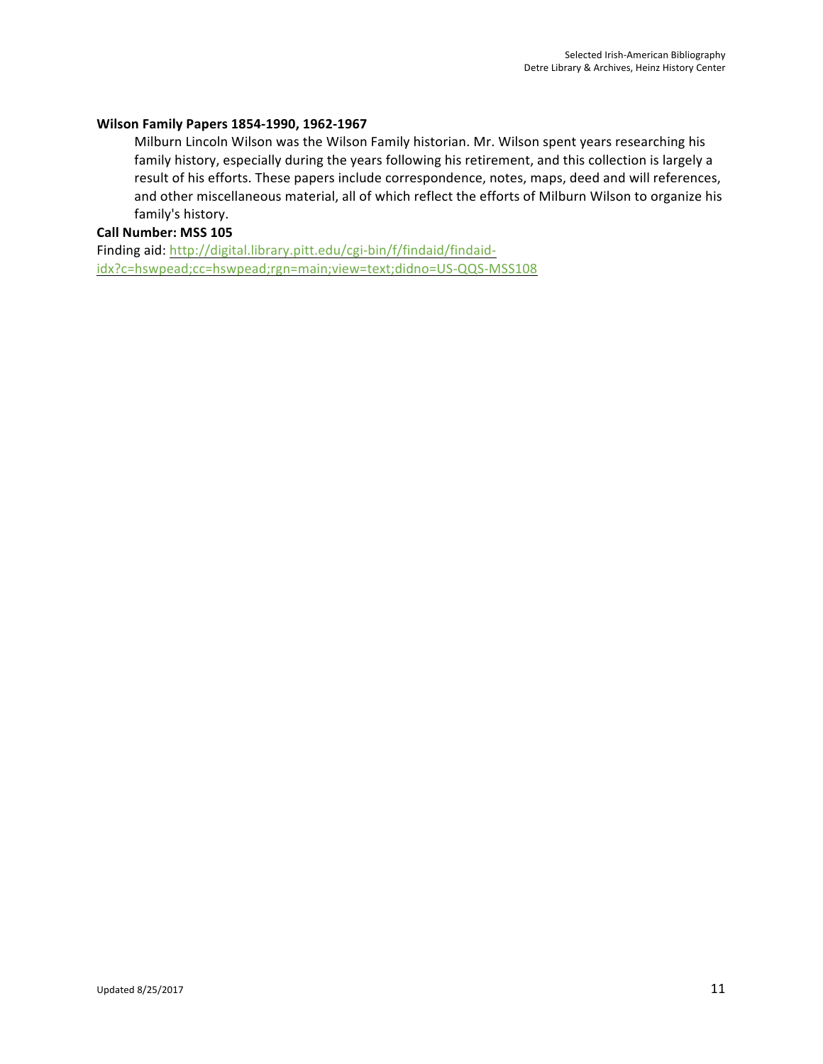**Wilson Family Papers 1854-1990, 1962-1967**

Milburn Lincoln Wilson was the Wilson Family historian. Mr. Wilson spent years researching his family history, especially during the years following his retirement, and this collection is largely a result of his efforts. These papers include correspondence, notes, maps, deed and will references, and other miscellaneous material, all of which reflect the efforts of Milburn Wilson to organize his family's history.

**Call Number: MSS 105**

Finding aid: [http://digital.library.pitt.edu/cgi-bin/f/findaid/findaid-idx?c=hswpead;cc=hswpead;rgn=main;view=text;didno=US-QQS-MSS108](http://digital.library.pitt.edu/cgi-bin/f/findaid/findaid-idx?c=hswpead;cc=hswpead;rgn=main;view=text;didno=US-QQS-MSS108)